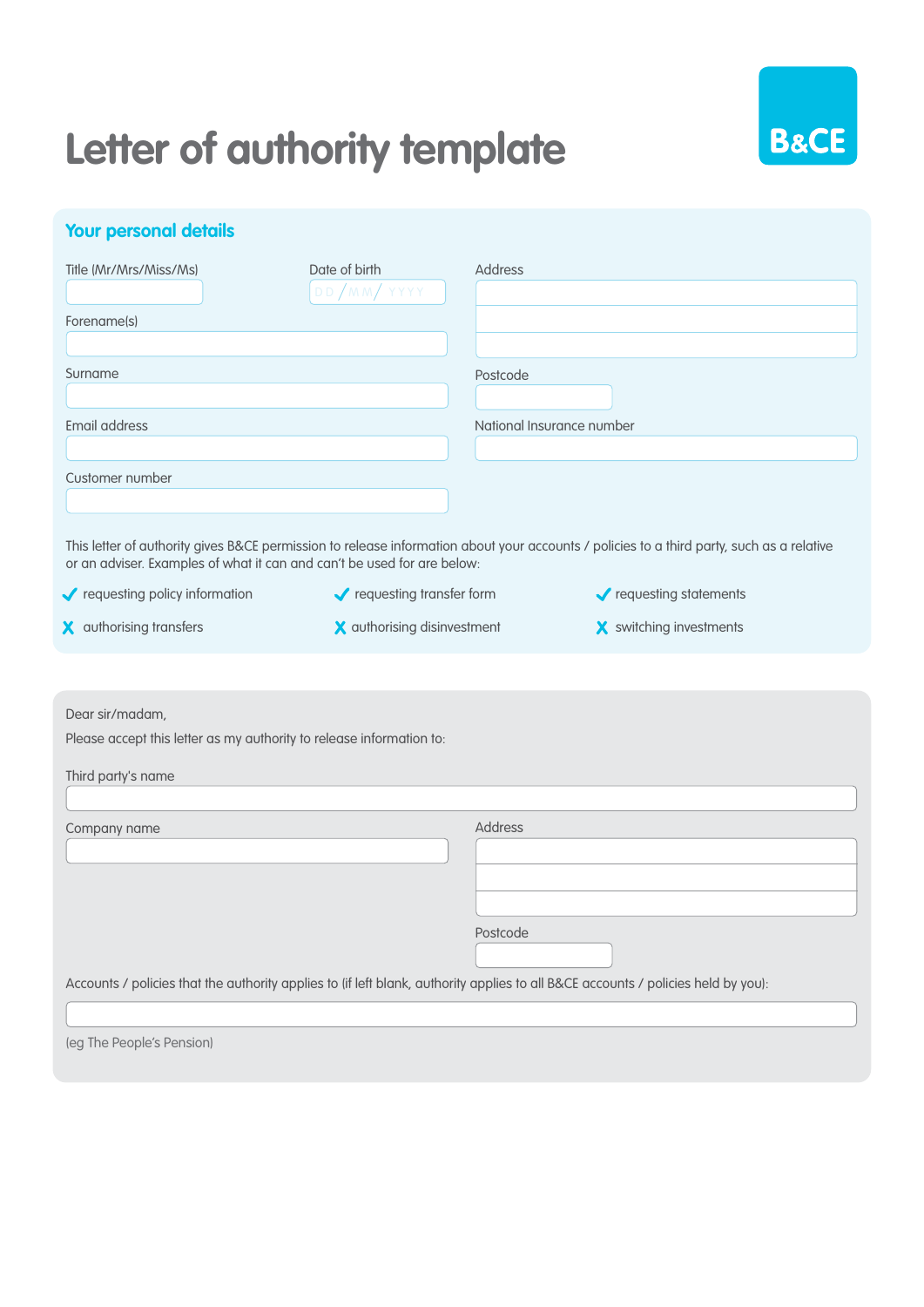# Letter of authority template

B&CE

## Your personal details

Title (Mr/Mrs/Miss/Ms)

Date of birth DD / MM / YYYY

Forename(s)

Surname

Email address

Customer number

Address

Postcode

National Insurance number

This letter of authority gives B&CE permission to release information about your accounts / policies to a third party, such as a relative or an adviser. Examples of what it can and can't be used for are below:

- ✓ requesting policy information
- ✓ requesting transfer form
- ✓ requesting statements
- X authorising transfers
- X authorising disinvestment
- X switching investments

Dear sir/madam,

Please accept this letter as my authority to release information to:

Third party's name

Company name

Address

Postcode

Accounts / policies that the authority applies to (if left blank, authority applies to all B&CE accounts / policies held by you):

(eg The People's Pension)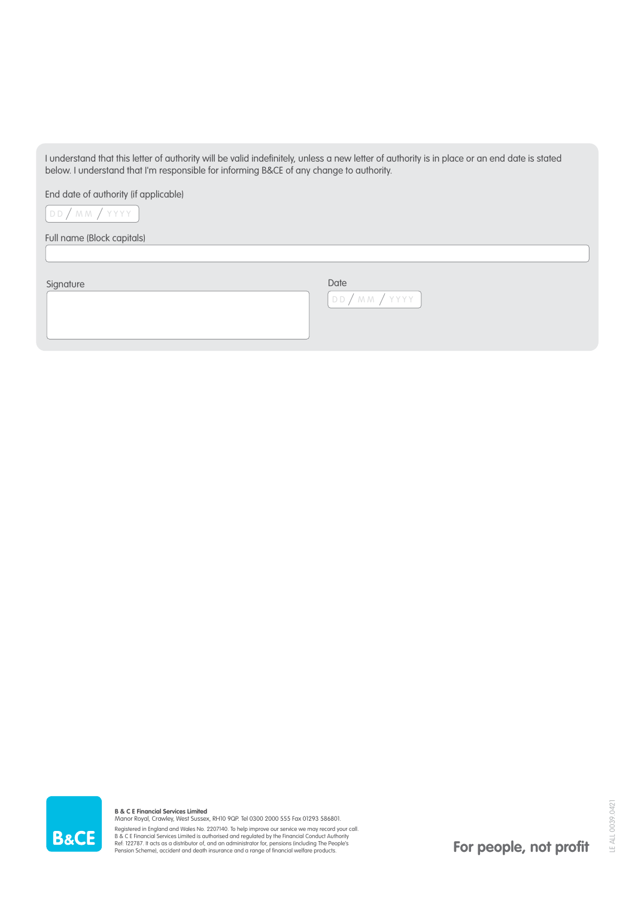I understand that this letter of authority will be valid indefinitely, unless a new letter of authority is in place or an end date is stated below. I understand that I'm responsible for informing B&CE of any change to authority.

End date of authority (if applicable)

DD / MM / YYYY

Full name (Block capitals)

Signature

Date

DD / MM / YYYY

B&CE

**B & C E Financial Services Limited**
Manor Royal, Crawley, West Sussex, RH10 9QP. Tel 0300 2000 555 Fax 01293 586801.

Registered in England and Wales No. 2207140. To help improve our service we may record your call. B & C E Financial Services Limited is authorised and regulated by the Financial Conduct Authority Ref. 122787. It acts as a distributor of, and an administrator for, pensions (including The People's Pension Scheme), accident and death insurance and a range of financial welfare products.

**For people, not profit**

LE ALL 0039 0421